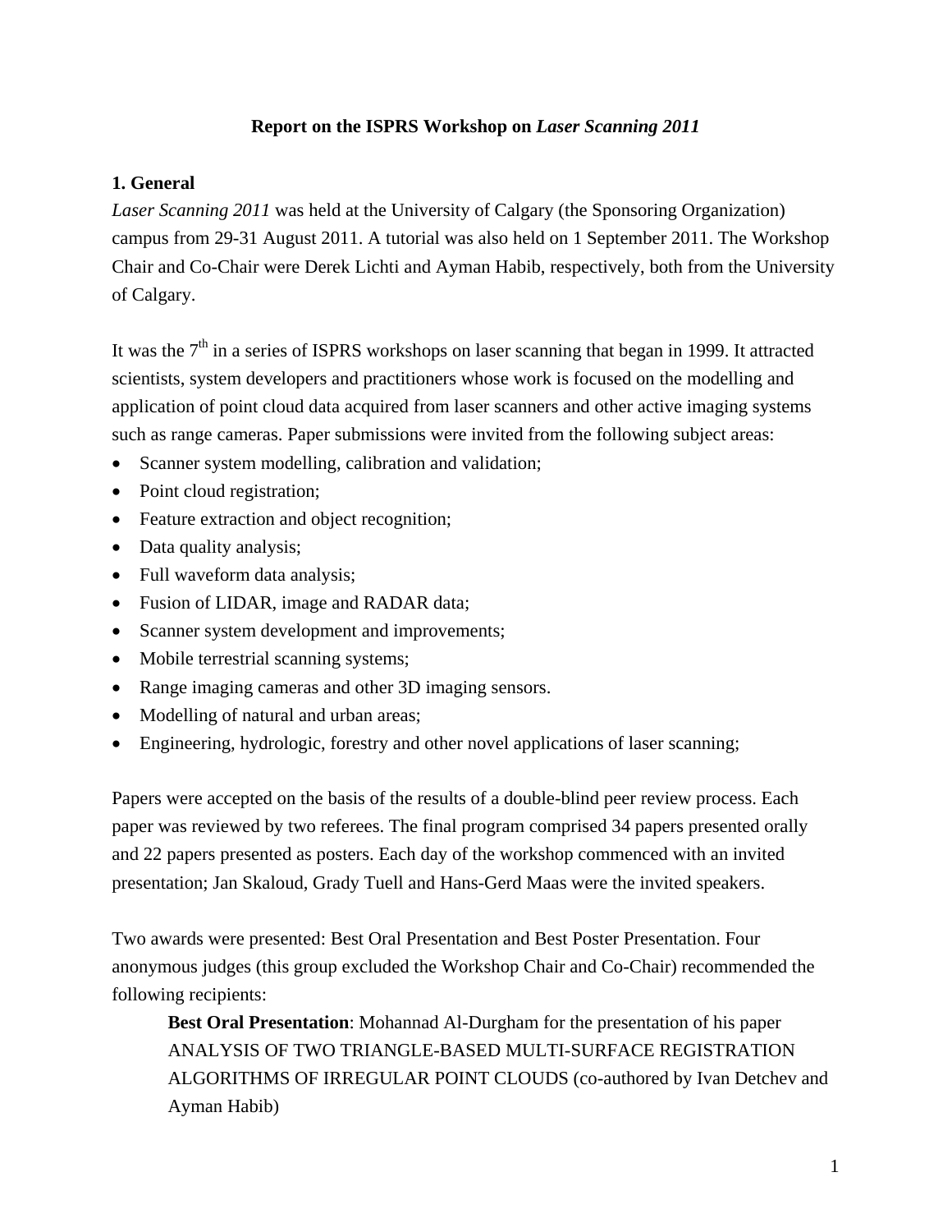# Report on the ISPRS Workshop on *Laser Scanning 2011*

## 1. General

*Laser Scanning 2011* was held at the University of Calgary (the Sponsoring Organization) campus from 29-31 August 2011. A tutorial was also held on 1 September 2011. The Workshop Chair and Co-Chair were Derek Lichti and Ayman Habib, respectively, both from the University of Calgary.

It was the 7th in a series of ISPRS workshops on laser scanning that began in 1999. It attracted scientists, system developers and practitioners whose work is focused on the modelling and application of point cloud data acquired from laser scanners and other active imaging systems such as range cameras. Paper submissions were invited from the following subject areas:

- Scanner system modelling, calibration and validation;
- Point cloud registration;
- Feature extraction and object recognition;
- Data quality analysis;
- Full waveform data analysis;
- Fusion of LIDAR, image and RADAR data;
- Scanner system development and improvements;
- Mobile terrestrial scanning systems;
- Range imaging cameras and other 3D imaging sensors.
- Modelling of natural and urban areas;
- Engineering, hydrologic, forestry and other novel applications of laser scanning;

Papers were accepted on the basis of the results of a double-blind peer review process. Each paper was reviewed by two referees. The final program comprised 34 papers presented orally and 22 papers presented as posters. Each day of the workshop commenced with an invited presentation; Jan Skaloud, Grady Tuell and Hans-Gerd Maas were the invited speakers.

Two awards were presented: Best Oral Presentation and Best Poster Presentation. Four anonymous judges (this group excluded the Workshop Chair and Co-Chair) recommended the following recipients:

> **Best Oral Presentation**: Mohannad Al-Durgham for the presentation of his paper ANALYSIS OF TWO TRIANGLE-BASED MULTI-SURFACE REGISTRATION ALGORITHMS OF IRREGULAR POINT CLOUDS (co-authored by Ivan Detchev and Ayman Habib)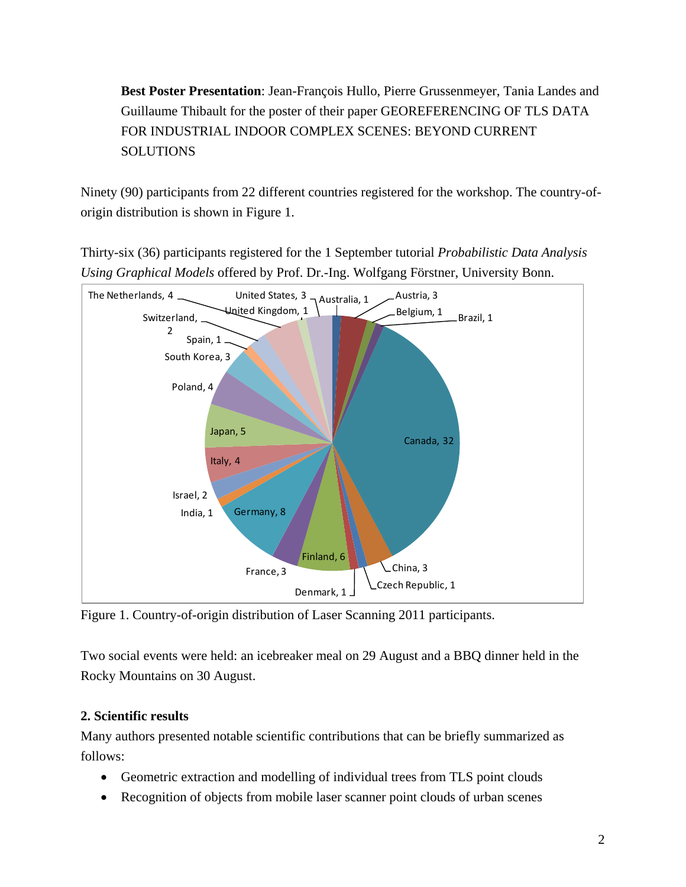**Best Poster Presentation**: Jean-François Hullo, Pierre Grussenmeyer, Tania Landes and Guillaume Thibault for the poster of their paper GEOREFERENCING OF TLS DATA FOR INDUSTRIAL INDOOR COMPLEX SCENES: BEYOND CURRENT SOLUTIONS

Ninety (90) participants from 22 different countries registered for the workshop. The country-of-origin distribution is shown in Figure 1.

Thirty-six (36) participants registered for the 1 September tutorial *Probabilistic Data Analysis Using Graphical Models* offered by Prof. Dr.-Ing. Wolfgang Förstner, University Bonn.

Figure 1. Country-of-origin distribution of Laser Scanning 2011 participants.

Two social events were held: an icebreaker meal on 29 August and a BBQ dinner held in the Rocky Mountains on 30 August.

## 2. Scientific results

Many authors presented notable scientific contributions that can be briefly summarized as follows:

- Geometric extraction and modelling of individual trees from TLS point clouds
- Recognition of objects from mobile laser scanner point clouds of urban scenes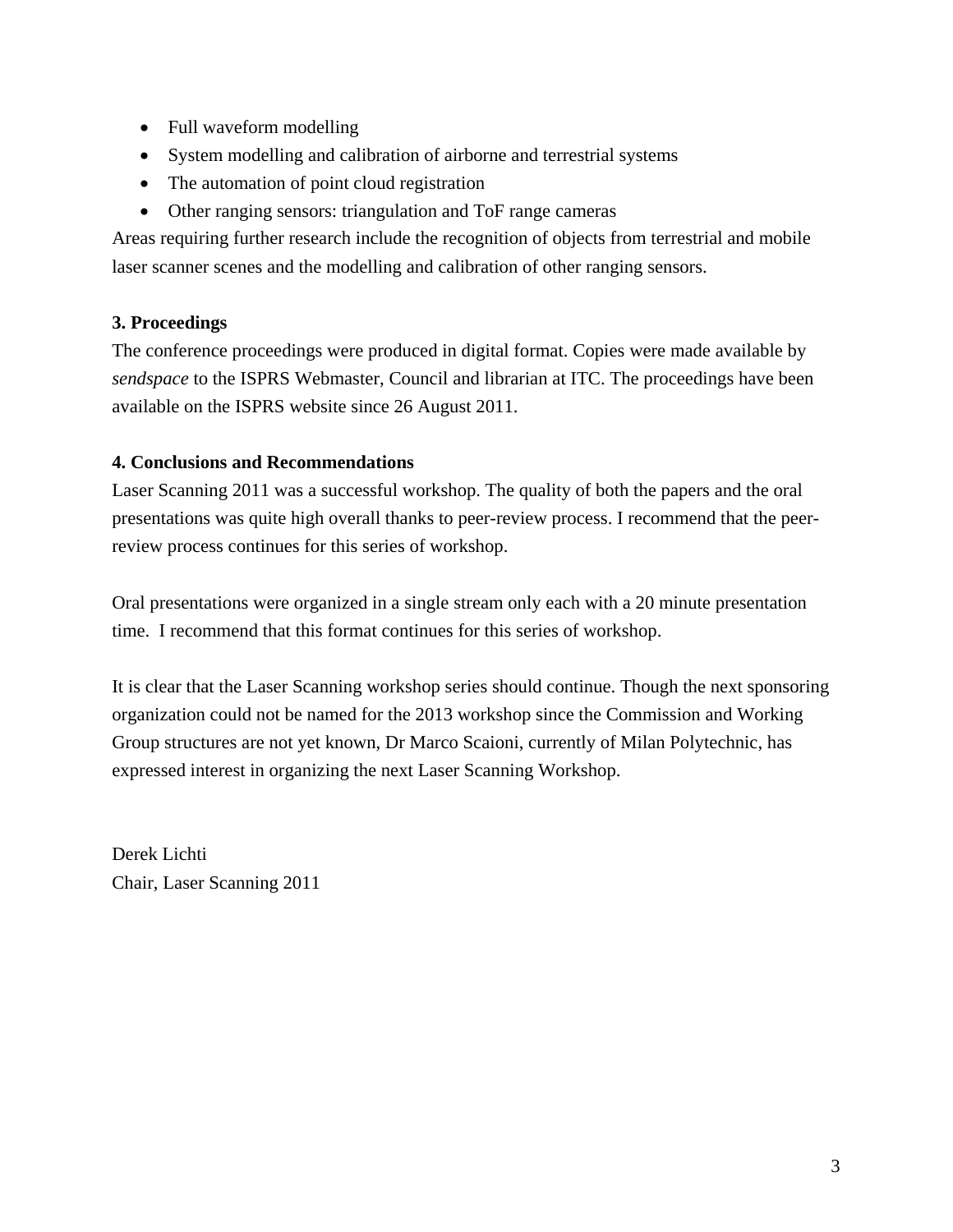- Full waveform modelling
- System modelling and calibration of airborne and terrestrial systems
- The automation of point cloud registration
- Other ranging sensors: triangulation and ToF range cameras

Areas requiring further research include the recognition of objects from terrestrial and mobile laser scanner scenes and the modelling and calibration of other ranging sensors.

**3. Proceedings**

The conference proceedings were produced in digital format. Copies were made available by *sendspace* to the ISPRS Webmaster, Council and librarian at ITC. The proceedings have been available on the ISPRS website since 26 August 2011.

**4. Conclusions and Recommendations**

Laser Scanning 2011 was a successful workshop. The quality of both the papers and the oral presentations was quite high overall thanks to peer-review process. I recommend that the peer-review process continues for this series of workshop.

Oral presentations were organized in a single stream only each with a 20 minute presentation time. I recommend that this format continues for this series of workshop.

It is clear that the Laser Scanning workshop series should continue. Though the next sponsoring organization could not be named for the 2013 workshop since the Commission and Working Group structures are not yet known, Dr Marco Scaioni, currently of Milan Polytechnic, has expressed interest in organizing the next Laser Scanning Workshop.

Derek Lichti
Chair, Laser Scanning 2011